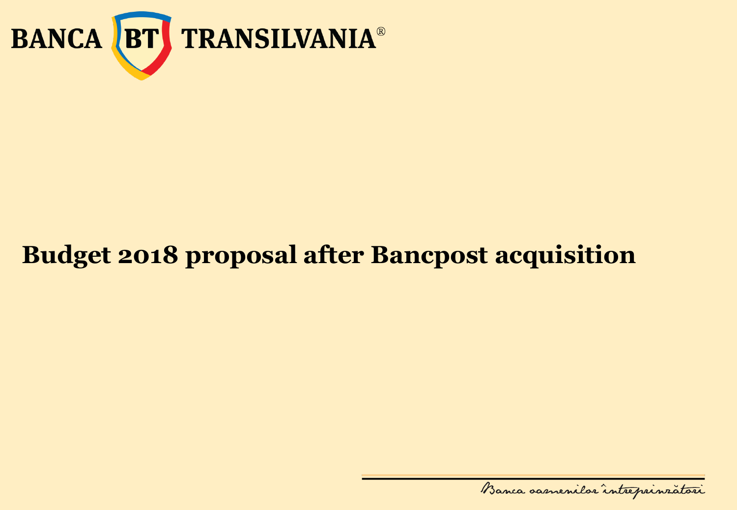BANCA BT TRANSILVANIA®

# Budget 2018 proposal after Bancpost acquisition

Banca oamenilor întreprinzători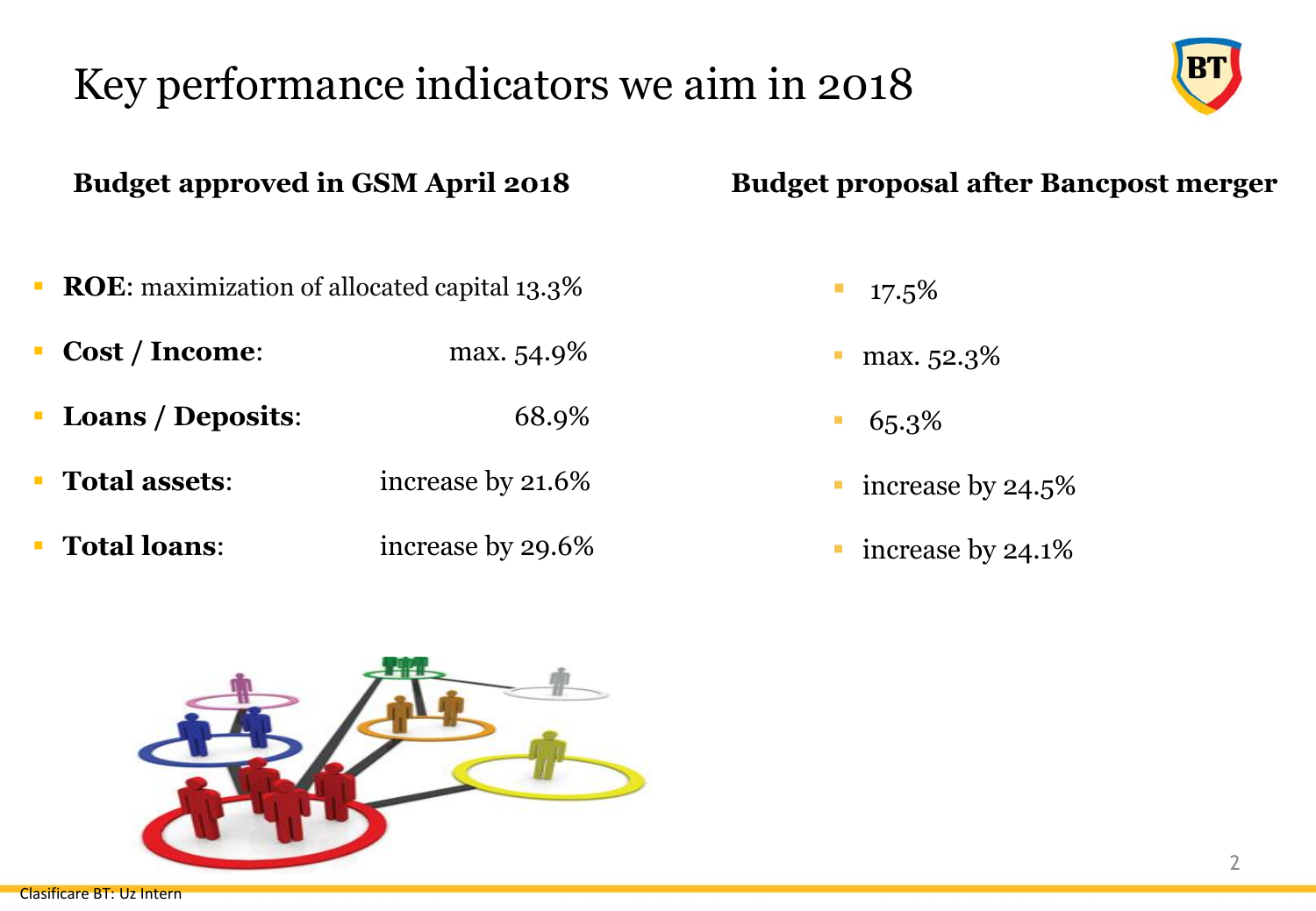# Key performance indicators we aim in 2018

| | Budget approved in GSM April 2018 | Budget proposal after Bancpost merger |
|---|---|---|
| **ROE**: maximization of allocated capital | 13.3% | 17.5% |
| **Cost / Income**: | max. 54.9% | max. 52.3% |
| **Loans / Deposits**: | 68.9% | 65.3% |
| **Total assets**: | increase by 21.6% | increase by 24.5% |
| **Total loans**: | increase by 29.6% | increase by 24.1% |

Clasificare BT: Uz Intern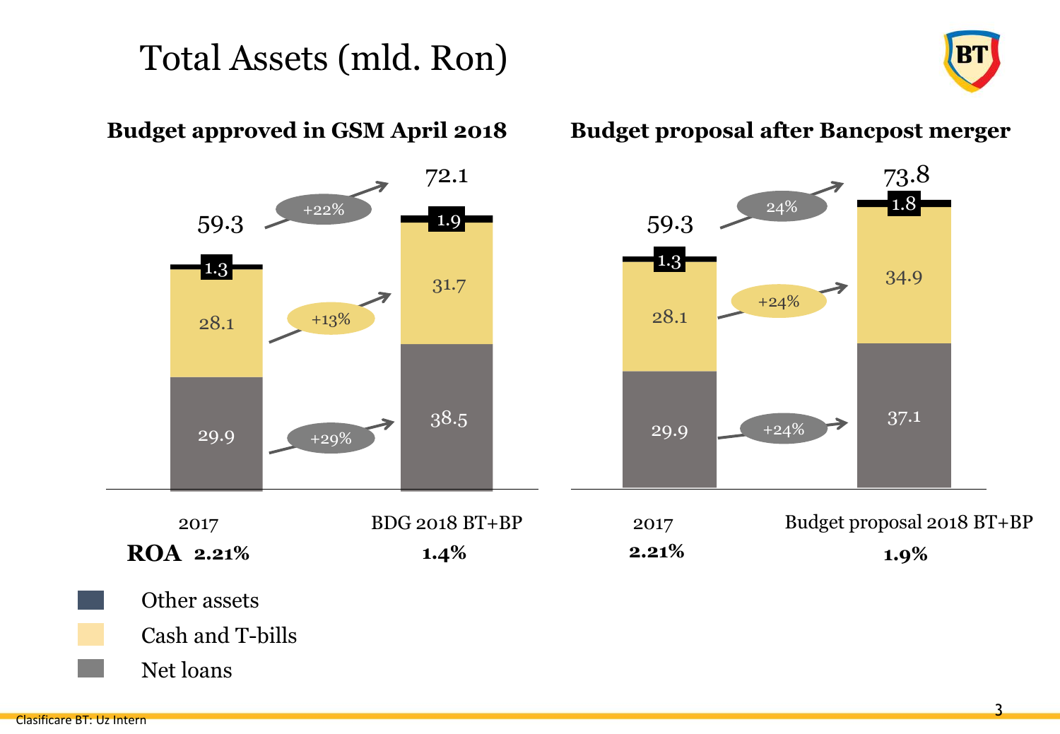# Total Assets (mld. Ron)

## Budget approved in GSM April 2018

| | 2017 | BDG 2018 BT+BP | Change |
|---|---|---|---|
| Other assets | 1.3 | 1.9 | |
| Cash and T-bills | 28.1 | 31.7 | +13% |
| Net loans | 29.9 | 38.5 | +29% |
| **Total** | 59.3 | 72.1 | +22% |
| **ROA** | **2.21%** | **1.4%** | |

## Budget proposal after Bancpost merger

| | 2017 | Budget proposal 2018 BT+BP | Change |
|---|---|---|---|
| Other assets | 1.3 | 1.8 | |
| Cash and T-bills | 28.1 | 34.9 | +24% |
| Net loans | 29.9 | 37.1 | +24% |
| **Total** | 59.3 | 73.8 | 24% |
| **ROA** | **2.21%** | **1.9%** | |

Legend:
- Other assets
- Cash and T-bills
- Net loans

Clasificare BT: Uz Intern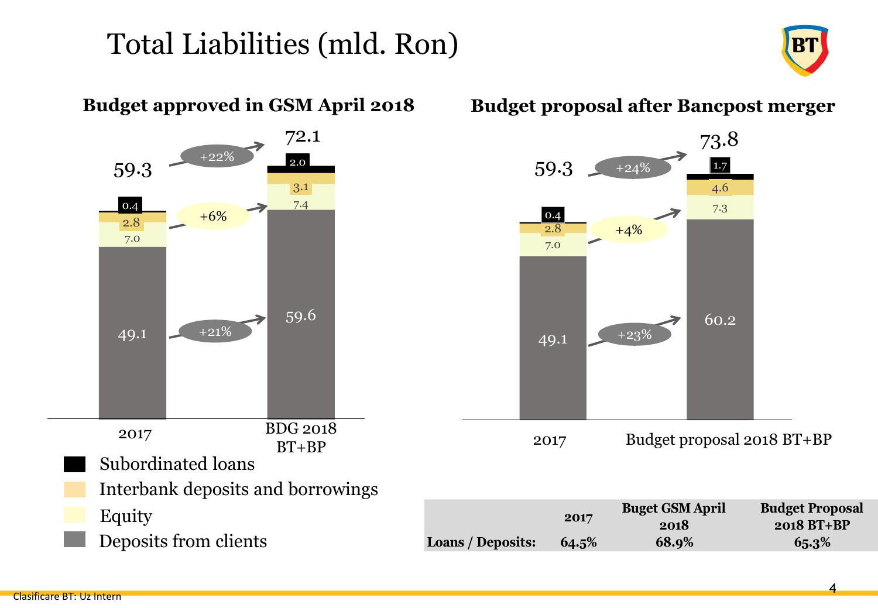# Total Liabilities (mld. Ron)

### Budget approved in GSM April 2018

| | 2017 | BDG 2018 BT+BP | Change |
|---|---|---|---|
| Subordinated loans | 0.4 | 2.0 | |
| Interbank deposits and borrowings | 2.8 | 3.1 | |
| Equity | 7.0 | 7.4 | +6% |
| Deposits from clients | 49.1 | 59.6 | +21% |
| **Total** | **59.3** | **72.1** | **+22%** |

### Budget proposal after Bancpost merger

| | 2017 | Budget proposal 2018 BT+BP | Change |
|---|---|---|---|
| Subordinated loans | 0.4 | 1.7 | |
| Interbank deposits and borrowings | 2.8 | 4.6 | |
| Equity | 7.0 | 7.3 | +4% |
| Deposits from clients | 49.1 | 60.2 | +23% |
| **Total** | **59.3** | **73.8** | **+24%** |

- Subordinated loans
- Interbank deposits and borrowings
- Equity
- Deposits from clients

| | 2017 | Buget GSM April 2018 | Budget Proposal 2018 BT+BP |
|---|---|---|---|
| **Loans / Deposits:** | 64.5% | 68.9% | 65.3% |

Clasificare BT: Uz Intern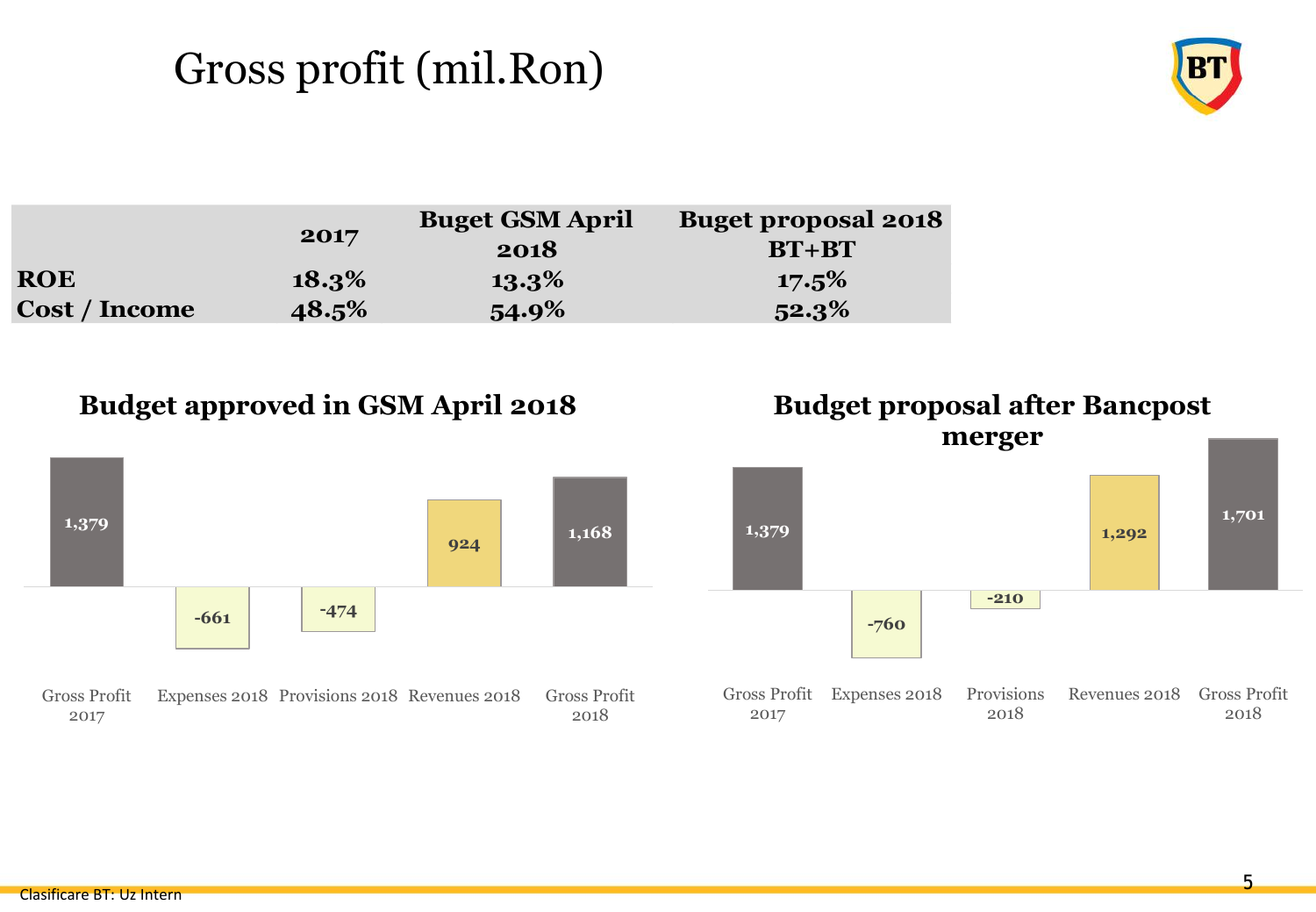# Gross profit (mil.Ron)

| | 2017 | Buget GSM April 2018 | Buget proposal 2018 BT+BT |
|---|---|---|---|
| **ROE** | **18.3%** | **13.3%** | **17.5%** |
| **Cost / Income** | **48.5%** | **54.9%** | **52.3%** |

## Budget approved in GSM April 2018

| Gross Profit 2017 | Expenses 2018 | Provisions 2018 | Revenues 2018 | Gross Profit 2018 |
|---|---|---|---|---|
| 1,379 | -661 | -474 | 924 | 1,168 |

## Budget proposal after Bancpost merger

| Gross Profit 2017 | Expenses 2018 | Provisions 2018 | Revenues 2018 | Gross Profit 2018 |
|---|---|---|---|---|
| 1,379 | -760 | -210 | 1,292 | 1,701 |

Clasificare BT: Uz Intern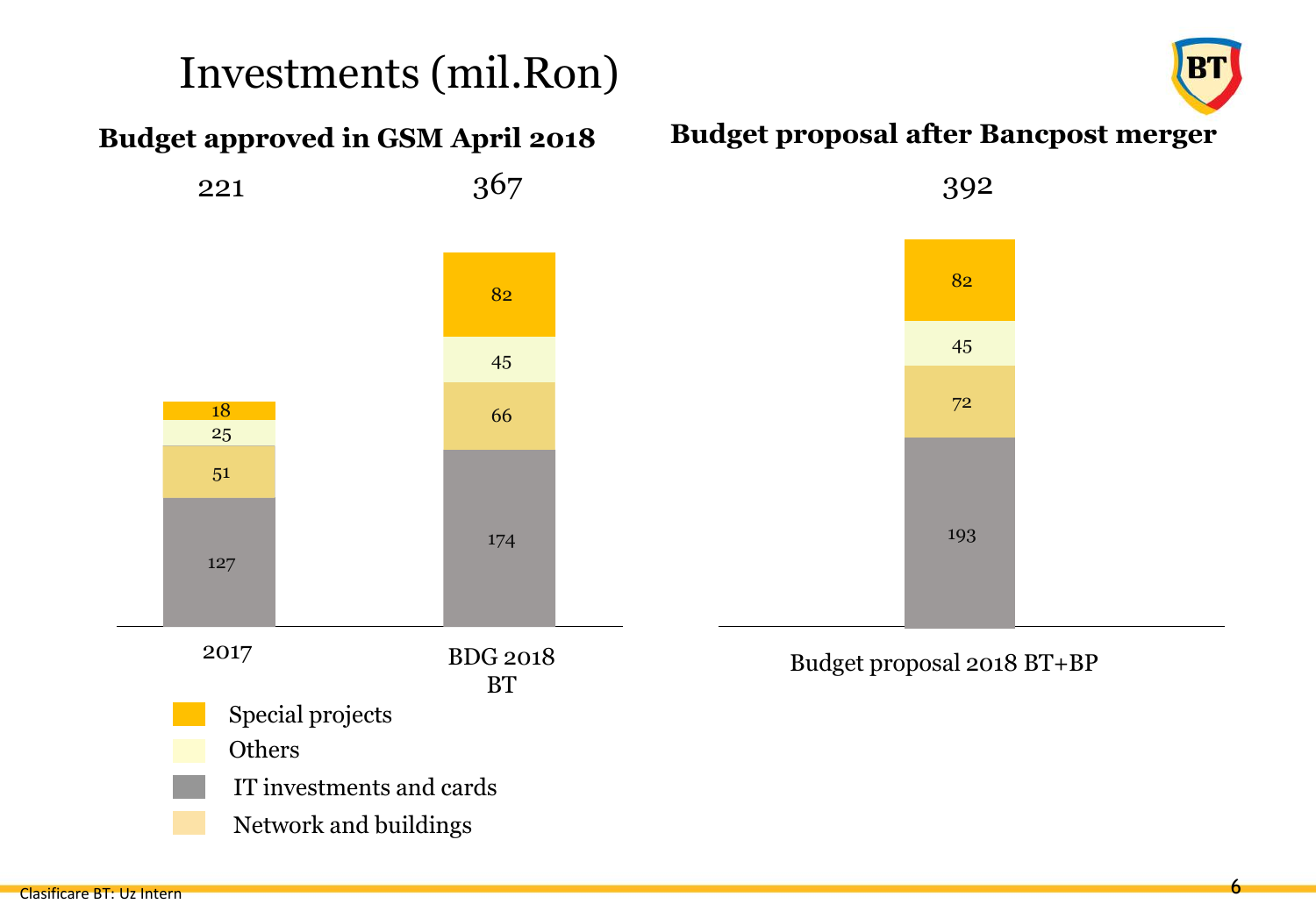# Investments (mil.Ron)

**Budget approved in GSM April 2018**

221

367

18
25
51
127

82
45
66
174

2017

BDG 2018 BT

Special projects
Others
IT investments and cards
Network and buildings

**Budget proposal after Bancpost merger**

392

82
45
72
193

Budget proposal 2018 BT+BP

Clasificare BT: Uz Intern